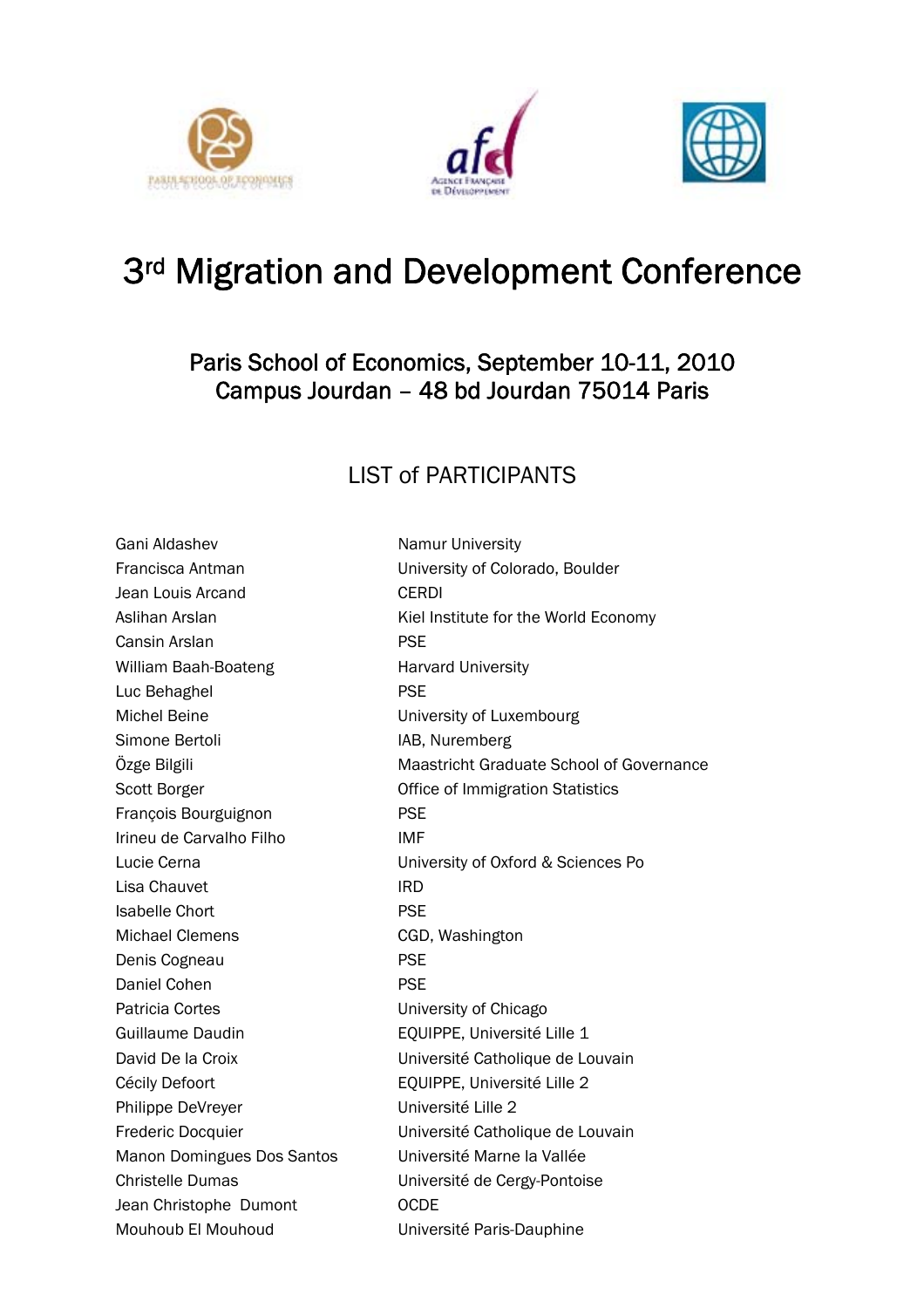# 3rd Migration and Development Conference

## Paris School of Economics, September 10-11, 2010
## Campus Jourdan – 48 bd Jourdan 75014 Paris

### LIST of PARTICIPANTS

| | |
|---|---|
| Gani Aldashev | Namur University |
| Francisca Antman | University of Colorado, Boulder |
| Jean Louis Arcand | CERDI |
| Aslihan Arslan | Kiel Institute for the World Economy |
| Cansin Arslan | PSE |
| William Baah-Boateng | Harvard University |
| Luc Behaghel | PSE |
| Michel Beine | University of Luxembourg |
| Simone Bertoli | IAB, Nuremberg |
| Özge Bilgili | Maastricht Graduate School of Governance |
| Scott Borger | Office of Immigration Statistics |
| François Bourguignon | PSE |
| Irineu de Carvalho Filho | IMF |
| Lucie Cerna | University of Oxford & Sciences Po |
| Lisa Chauvet | IRD |
| Isabelle Chort | PSE |
| Michael Clemens | CGD, Washington |
| Denis Cogneau | PSE |
| Daniel Cohen | PSE |
| Patricia Cortes | University of Chicago |
| Guillaume Daudin | EQUIPPE, Université Lille 1 |
| David De la Croix | Université Catholique de Louvain |
| Cécily Defoort | EQUIPPE, Université Lille 2 |
| Philippe DeVreyer | Université Lille 2 |
| Frederic Docquier | Université Catholique de Louvain |
| Manon Domingues Dos Santos | Université Marne la Vallée |
| Christelle Dumas | Université de Cergy-Pontoise |
| Jean Christophe Dumont | OCDE |
| Mouhoub El Mouhoud | Université Paris-Dauphine |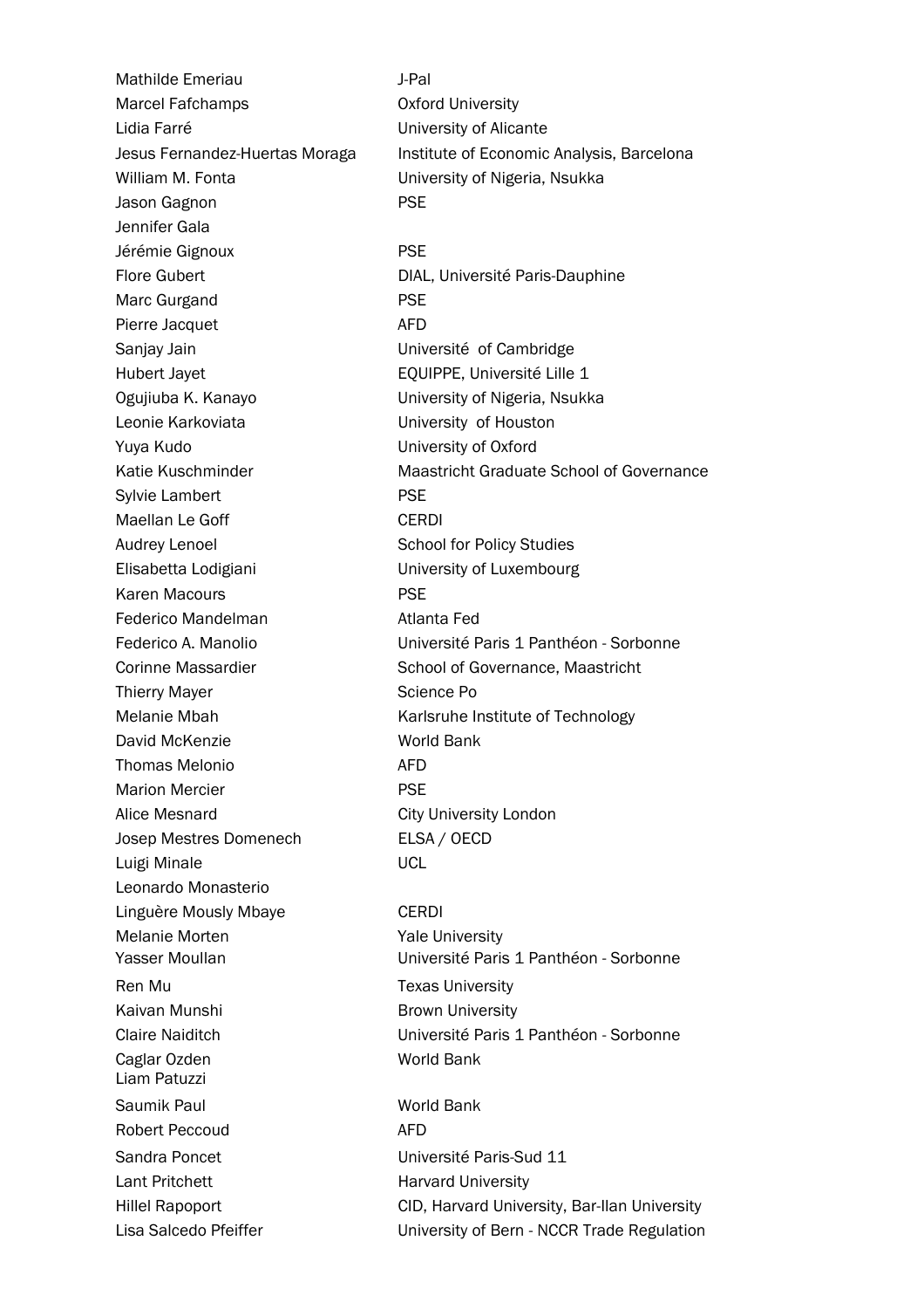| | |
|---|---|
| Mathilde Emeriau | J-Pal |
| Marcel Fafchamps | Oxford University |
| Lidia Farré | University of Alicante |
| Jesus Fernandez-Huertas Moraga | Institute of Economic Analysis, Barcelona |
| William M. Fonta | University of Nigeria, Nsukka |
| Jason Gagnon | PSE |
| Jennifer Gala | |
| Jérémie Gignoux | PSE |
| Flore Gubert | DIAL, Université Paris-Dauphine |
| Marc Gurgand | PSE |
| Pierre Jacquet | AFD |
| Sanjay Jain | Université of Cambridge |
| Hubert Jayet | EQUIPPE, Université Lille 1 |
| Ogujiuba K. Kanayo | University of Nigeria, Nsukka |
| Leonie Karkoviata | University of Houston |
| Yuya Kudo | University of Oxford |
| Katie Kuschminder | Maastricht Graduate School of Governance |
| Sylvie Lambert | PSE |
| Maellan Le Goff | CERDI |
| Audrey Lenoel | School for Policy Studies |
| Elisabetta Lodigiani | University of Luxembourg |
| Karen Macours | PSE |
| Federico Mandelman | Atlanta Fed |
| Federico A. Manolio | Université Paris 1 Panthéon - Sorbonne |
| Corinne Massardier | School of Governance, Maastricht |
| Thierry Mayer | Science Po |
| Melanie Mbah | Karlsruhe Institute of Technology |
| David McKenzie | World Bank |
| Thomas Melonio | AFD |
| Marion Mercier | PSE |
| Alice Mesnard | City University London |
| Josep Mestres Domenech | ELSA / OECD |
| Luigi Minale | UCL |
| Leonardo Monasterio | |
| Linguère Mously Mbaye | CERDI |
| Melanie Morten | Yale University |
| Yasser Moullan | Université Paris 1 Panthéon - Sorbonne |
| Ren Mu | Texas University |
| Kaivan Munshi | Brown University |
| Claire Naiditch | Université Paris 1 Panthéon - Sorbonne |
| Caglar Ozden | World Bank |
| Liam Patuzzi | |
| Saumik Paul | World Bank |
| Robert Peccoud | AFD |
| Sandra Poncet | Université Paris-Sud 11 |
| Lant Pritchett | Harvard University |
| Hillel Rapoport | CID, Harvard University, Bar-Ilan University |
| Lisa Salcedo Pfeiffer | University of Bern - NCCR Trade Regulation |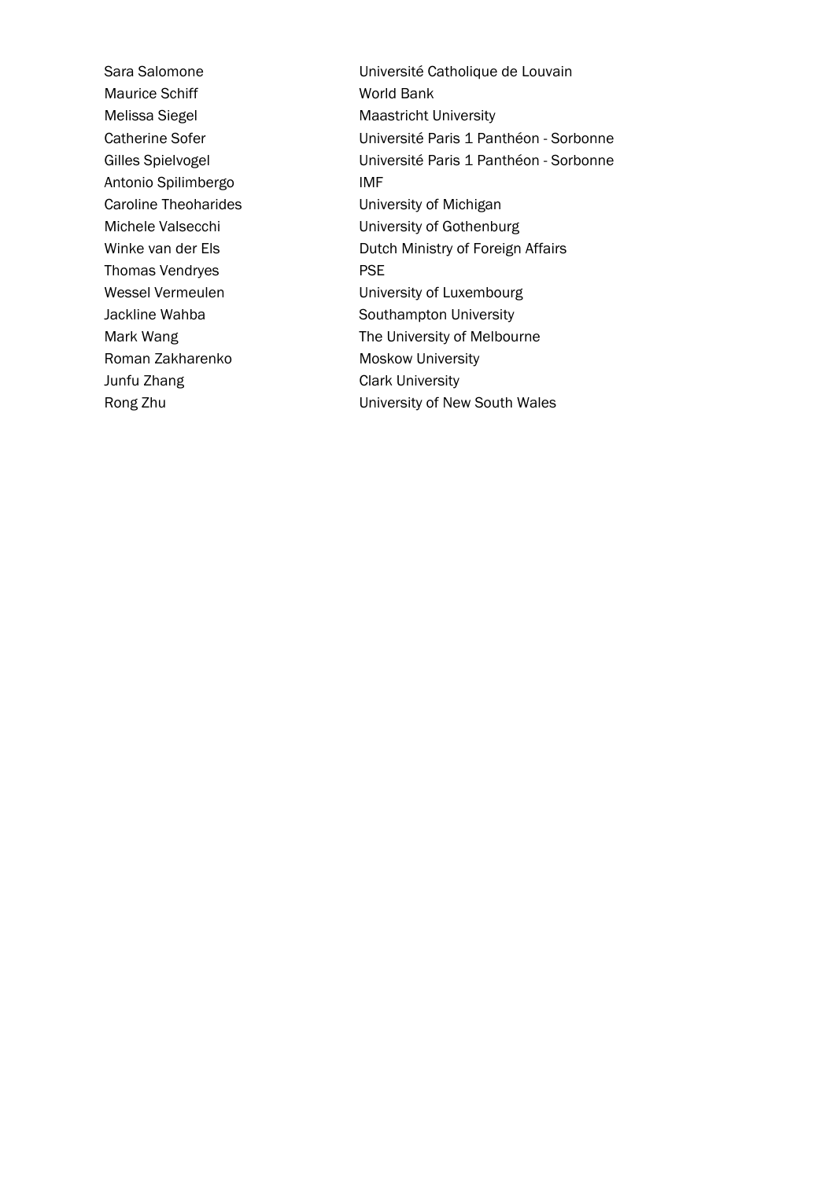| | |
|---|---|
| Sara Salomone | Université Catholique de Louvain |
| Maurice Schiff | World Bank |
| Melissa Siegel | Maastricht University |
| Catherine Sofer | Université Paris 1 Panthéon - Sorbonne |
| Gilles Spielvogel | Université Paris 1 Panthéon - Sorbonne |
| Antonio Spilimbergo | IMF |
| Caroline Theoharides | University of Michigan |
| Michele Valsecchi | University of Gothenburg |
| Winke van der Els | Dutch Ministry of Foreign Affairs |
| Thomas Vendryes | PSE |
| Wessel Vermeulen | University of Luxembourg |
| Jackline Wahba | Southampton University |
| Mark Wang | The University of Melbourne |
| Roman Zakharenko | Moskow University |
| Junfu Zhang | Clark University |
| Rong Zhu | University of New South Wales |